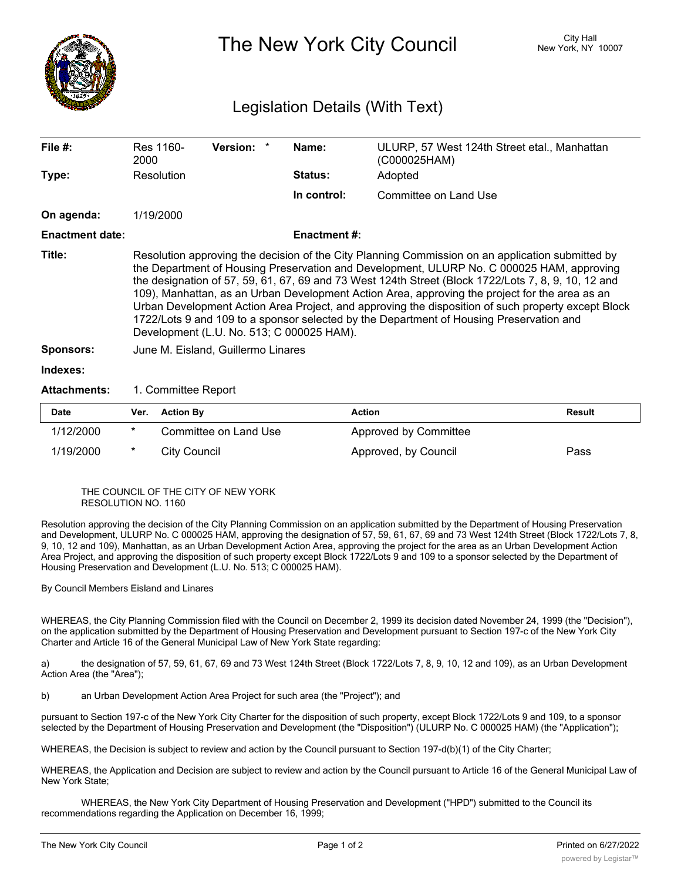# The New York City Council

City Hall
New York, NY 10007

## Legislation Details (With Text)

| | | | |
|---|---|---|---|
| **File #:** | Res 1160-2000 **Version:** * | **Name:** | ULURP, 57 West 124th Street etal., Manhattan (C000025HAM) |
| **Type:** | Resolution | **Status:** | Adopted |
| | | **In control:** | Committee on Land Use |
| **On agenda:** | 1/19/2000 | | |
| **Enactment date:** | | **Enactment #:** | |

**Title:** Resolution approving the decision of the City Planning Commission on an application submitted by the Department of Housing Preservation and Development, ULURP No. C 000025 HAM, approving the designation of 57, 59, 61, 67, 69 and 73 West 124th Street (Block 1722/Lots 7, 8, 9, 10, 12 and 109), Manhattan, as an Urban Development Action Area, approving the project for the area as an Urban Development Action Area Project, and approving the disposition of such property except Block 1722/Lots 9 and 109 to a sponsor selected by the Department of Housing Preservation and Development (L.U. No. 513; C 000025 HAM).

**Sponsors:** June M. Eisland, Guillermo Linares

**Indexes:**

**Attachments:** 1. Committee Report

| Date | Ver. | Action By | Action | Result |
|---|---|---|---|---|
| 1/12/2000 | * | Committee on Land Use | Approved by Committee | |
| 1/19/2000 | * | City Council | Approved, by Council | Pass |

THE COUNCIL OF THE CITY OF NEW YORK
RESOLUTION NO. 1160

Resolution approving the decision of the City Planning Commission on an application submitted by the Department of Housing Preservation and Development, ULURP No. C 000025 HAM, approving the designation of 57, 59, 61, 67, 69 and 73 West 124th Street (Block 1722/Lots 7, 8, 9, 10, 12 and 109), Manhattan, as an Urban Development Action Area, approving the project for the area as an Urban Development Action Area Project, and approving the disposition of such property except Block 1722/Lots 9 and 109 to a sponsor selected by the Department of Housing Preservation and Development (L.U. No. 513; C 000025 HAM).

By Council Members Eisland and Linares

WHEREAS, the City Planning Commission filed with the Council on December 2, 1999 its decision dated November 24, 1999 (the "Decision"), on the application submitted by the Department of Housing Preservation and Development pursuant to Section 197-c of the New York City Charter and Article 16 of the General Municipal Law of New York State regarding:

a) the designation of 57, 59, 61, 67, 69 and 73 West 124th Street (Block 1722/Lots 7, 8, 9, 10, 12 and 109), as an Urban Development Action Area (the "Area");

b) an Urban Development Action Area Project for such area (the "Project"); and

pursuant to Section 197-c of the New York City Charter for the disposition of such property, except Block 1722/Lots 9 and 109, to a sponsor selected by the Department of Housing Preservation and Development (the "Disposition") (ULURP No. C 000025 HAM) (the "Application");

WHEREAS, the Decision is subject to review and action by the Council pursuant to Section 197-d(b)(1) of the City Charter;

WHEREAS, the Application and Decision are subject to review and action by the Council pursuant to Article 16 of the General Municipal Law of New York State;

WHEREAS, the New York City Department of Housing Preservation and Development ("HPD") submitted to the Council its recommendations regarding the Application on December 16, 1999;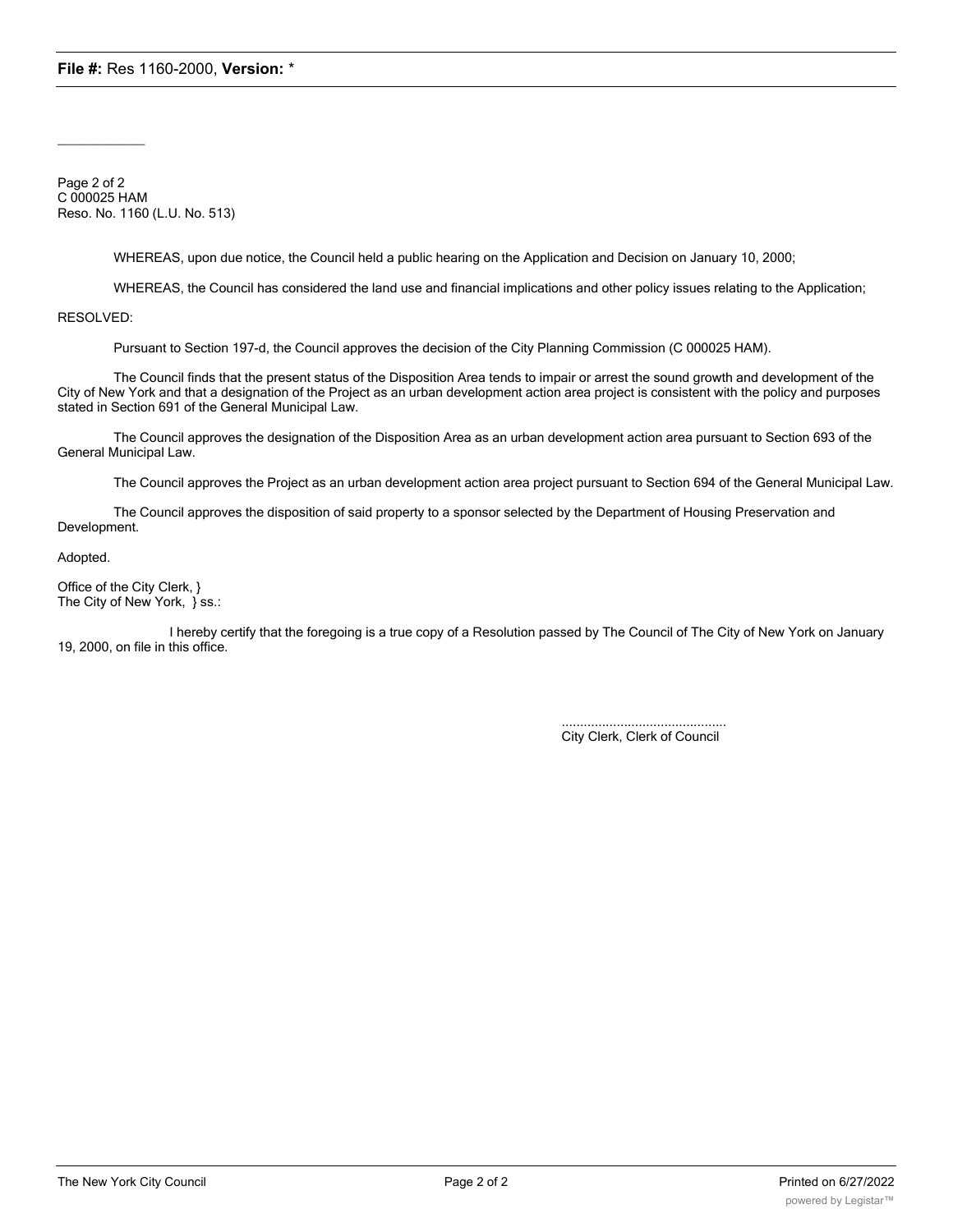Page 2 of 2
C 000025 HAM
Reso. No. 1160 (L.U. No. 513)

WHEREAS, upon due notice, the Council held a public hearing on the Application and Decision on January 10, 2000;

WHEREAS, the Council has considered the land use and financial implications and other policy issues relating to the Application;

RESOLVED:

Pursuant to Section 197-d, the Council approves the decision of the City Planning Commission (C 000025 HAM).

The Council finds that the present status of the Disposition Area tends to impair or arrest the sound growth and development of the City of New York and that a designation of the Project as an urban development action area project is consistent with the policy and purposes stated in Section 691 of the General Municipal Law.

The Council approves the designation of the Disposition Area as an urban development action area pursuant to Section 693 of the General Municipal Law.

The Council approves the Project as an urban development action area project pursuant to Section 694 of the General Municipal Law.

The Council approves the disposition of said property to a sponsor selected by the Department of Housing Preservation and Development.

Adopted.

Office of the City Clerk, }
The City of New York, } ss.:

I hereby certify that the foregoing is a true copy of a Resolution passed by The Council of The City of New York on January 19, 2000, on file in this office.

.............................................
City Clerk, Clerk of Council